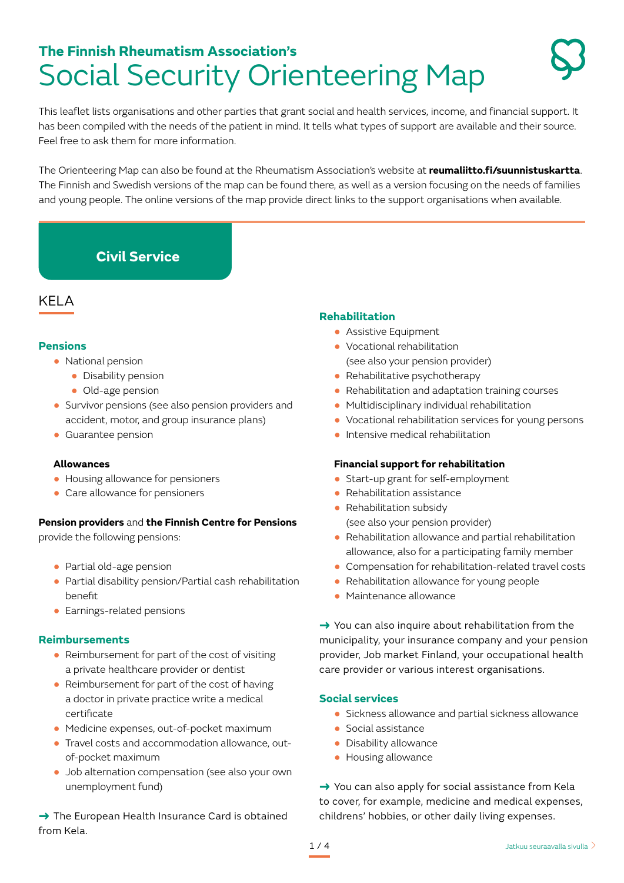## The Finnish Rheumatism Association's

# Social Security Orienteering Map

This leaflet lists organisations and other parties that grant social and health services, income, and financial support. It has been compiled with the needs of the patient in mind. It tells what types of support are available and their source. Feel free to ask them for more information.

The Orienteering Map can also be found at the Rheumatism Association's website at **reumaliitto.fi/suunnistuskartta**. The Finnish and Swedish versions of the map can be found there, as well as a version focusing on the needs of families and young people. The online versions of the map provide direct links to the support organisations when available.

## Civil Service

### KELA

#### Pensions

- National pension
  - Disability pension
  - Old-age pension
- Survivor pensions (see also pension providers and accident, motor, and group insurance plans)
- Guarantee pension

**Allowances**

- Housing allowance for pensioners
- Care allowance for pensioners

**Pension providers** and **the Finnish Centre for Pensions** provide the following pensions:

- Partial old-age pension
- Partial disability pension/Partial cash rehabilitation benefit
- Earnings-related pensions

#### Reimbursements

- Reimbursement for part of the cost of visiting a private healthcare provider or dentist
- Reimbursement for part of the cost of having a doctor in private practice write a medical certificate
- Medicine expenses, out-of-pocket maximum
- Travel costs and accommodation allowance, out-of-pocket maximum
- Job alternation compensation (see also your own unemployment fund)

→ The European Health Insurance Card is obtained from Kela.

#### Rehabilitation

- Assistive Equipment
- Vocational rehabilitation (see also your pension provider)
- Rehabilitative psychotherapy
- Rehabilitation and adaptation training courses
- Multidisciplinary individual rehabilitation
- Vocational rehabilitation services for young persons
- Intensive medical rehabilitation

**Financial support for rehabilitation**

- Start-up grant for self-employment
- Rehabilitation assistance
- Rehabilitation subsidy (see also your pension provider)
- Rehabilitation allowance and partial rehabilitation allowance, also for a participating family member
- Compensation for rehabilitation-related travel costs
- Rehabilitation allowance for young people
- Maintenance allowance

→ You can also inquire about rehabilitation from the municipality, your insurance company and your pension provider, Job market Finland, your occupational health care provider or various interest organisations.

#### Social services

- Sickness allowance and partial sickness allowance
- Social assistance
- Disability allowance
- Housing allowance

→ You can also apply for social assistance from Kela to cover, for example, medicine and medical expenses, childrens' hobbies, or other daily living expenses.

Jatkuu seuraavalla sivulla >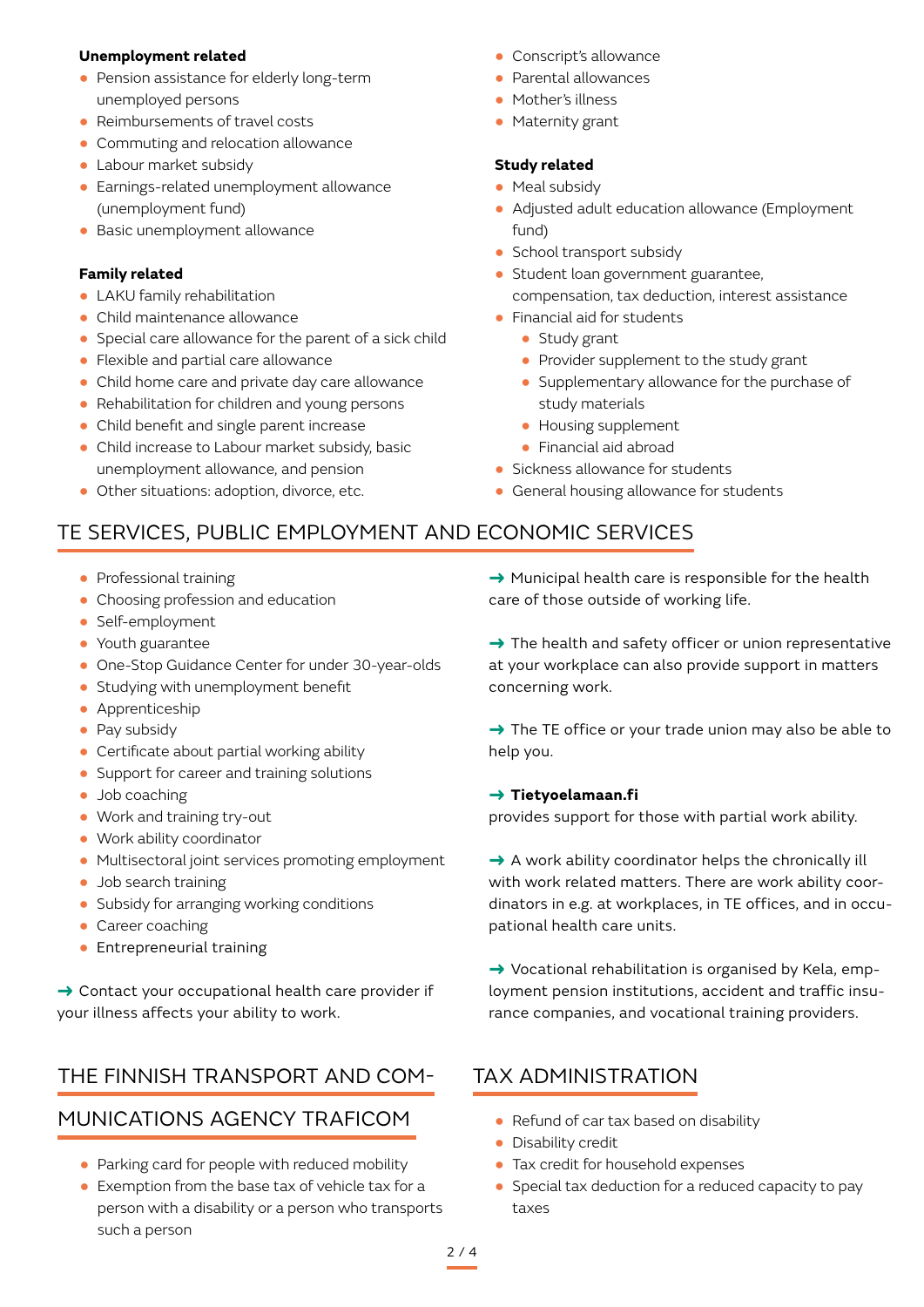**Unemployment related**

- Pension assistance for elderly long-term unemployed persons
- Reimbursements of travel costs
- Commuting and relocation allowance
- Labour market subsidy
- Earnings-related unemployment allowance (unemployment fund)
- Basic unemployment allowance

**Family related**

- LAKU family rehabilitation
- Child maintenance allowance
- Special care allowance for the parent of a sick child
- Flexible and partial care allowance
- Child home care and private day care allowance
- Rehabilitation for children and young persons
- Child benefit and single parent increase
- Child increase to Labour market subsidy, basic unemployment allowance, and pension
- Other situations: adoption, divorce, etc.
- Conscript's allowance
- Parental allowances
- Mother's illness
- Maternity grant

**Study related**

- Meal subsidy
- Adjusted adult education allowance (Employment fund)
- School transport subsidy
- Student loan government guarantee, compensation, tax deduction, interest assistance
- Financial aid for students
  - Study grant
  - Provider supplement to the study grant
  - Supplementary allowance for the purchase of study materials
  - Housing supplement
  - Financial aid abroad
- Sickness allowance for students
- General housing allowance for students

## TE SERVICES, PUBLIC EMPLOYMENT AND ECONOMIC SERVICES

- Professional training
- Choosing profession and education
- Self-employment
- Youth guarantee
- One-Stop Guidance Center for under 30-year-olds
- Studying with unemployment benefit
- Apprenticeship
- Pay subsidy
- Certificate about partial working ability
- Support for career and training solutions
- Job coaching
- Work and training try-out
- Work ability coordinator
- Multisectoral joint services promoting employment
- Job search training
- Subsidy for arranging working conditions
- Career coaching
- Entrepreneurial training

→ Contact your occupational health care provider if your illness affects your ability to work.

→ Municipal health care is responsible for the health care of those outside of working life.

→ The health and safety officer or union representative at your workplace can also provide support in matters concerning work.

→ The TE office or your trade union may also be able to help you.

→ **Tietyoelamaan.fi** provides support for those with partial work ability.

→ A work ability coordinator helps the chronically ill with work related matters. There are work ability coordinators in e.g. at workplaces, in TE offices, and in occupational health care units.

→ Vocational rehabilitation is organised by Kela, employment pension institutions, accident and traffic insurance companies, and vocational training providers.

## THE FINNISH TRANSPORT AND COMMUNICATIONS AGENCY TRAFICOM

- Parking card for people with reduced mobility
- Exemption from the base tax of vehicle tax for a person with a disability or a person who transports such a person

## TAX ADMINISTRATION

- Refund of car tax based on disability
- Disability credit
- Tax credit for household expenses
- Special tax deduction for a reduced capacity to pay taxes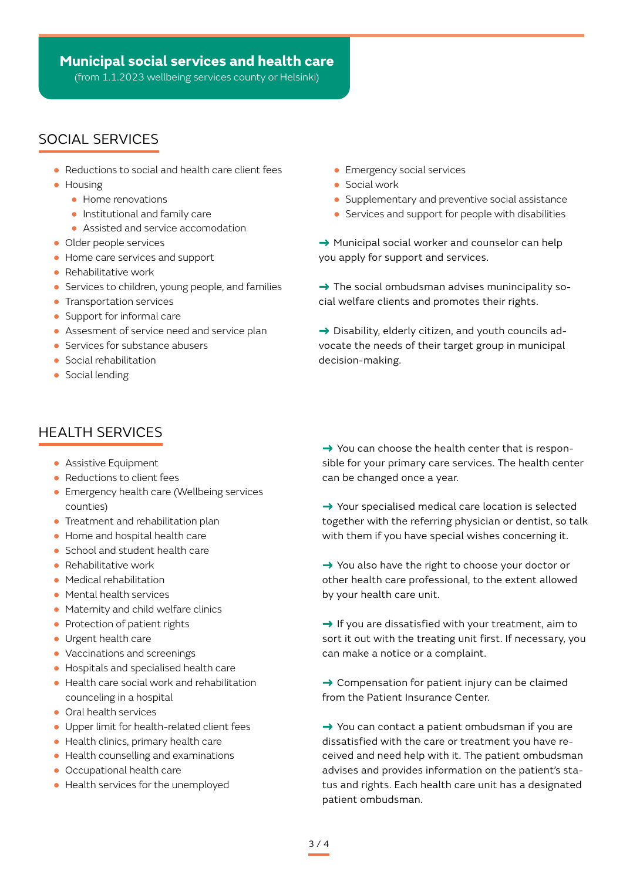# Municipal social services and health care

(from 1.1.2023 wellbeing services county or Helsinki)

## SOCIAL SERVICES

- Reductions to social and health care client fees
- Housing
  - Home renovations
  - Institutional and family care
  - Assisted and service accomodation
- Older people services
- Home care services and support
- Rehabilitative work
- Services to children, young people, and families
- Transportation services
- Support for informal care
- Assesment of service need and service plan
- Services for substance abusers
- Social rehabilitation
- Social lending
- Emergency social services
- Social work
- Supplementary and preventive social assistance
- Services and support for people with disabilities

→ Municipal social worker and counselor can help you apply for support and services.

→ The social ombudsman advises munincipality social welfare clients and promotes their rights.

→ Disability, elderly citizen, and youth councils advocate the needs of their target group in municipal decision-making.

## HEALTH SERVICES

- Assistive Equipment
- Reductions to client fees
- Emergency health care (Wellbeing services counties)
- Treatment and rehabilitation plan
- Home and hospital health care
- School and student health care
- Rehabilitative work
- Medical rehabilitation
- Mental health services
- Maternity and child welfare clinics
- Protection of patient rights
- Urgent health care
- Vaccinations and screenings
- Hospitals and specialised health care
- Health care social work and rehabilitation counceling in a hospital
- Oral health services
- Upper limit for health-related client fees
- Health clinics, primary health care
- Health counselling and examinations
- Occupational health care
- Health services for the unemployed

→ You can choose the health center that is responsible for your primary care services. The health center can be changed once a year.

→ Your specialised medical care location is selected together with the referring physician or dentist, so talk with them if you have special wishes concerning it.

→ You also have the right to choose your doctor or other health care professional, to the extent allowed by your health care unit.

→ If you are dissatisfied with your treatment, aim to sort it out with the treating unit first. If necessary, you can make a notice or a complaint.

→ Compensation for patient injury can be claimed from the Patient Insurance Center.

→ You can contact a patient ombudsman if you are dissatisfied with the care or treatment you have received and need help with it. The patient ombudsman advises and provides information on the patient's status and rights. Each health care unit has a designated patient ombudsman.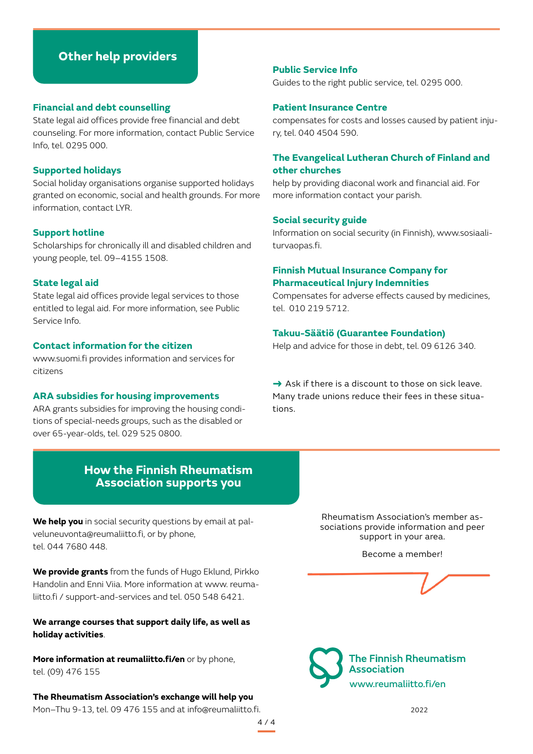## Other help providers

### Financial and debt counselling

State legal aid offices provide free financial and debt counseling. For more information, contact Public Service Info, tel. 0295 000.

### Supported holidays

Social holiday organisations organise supported holidays granted on economic, social and health grounds. For more information, contact LYR.

### Support hotline

Scholarships for chronically ill and disabled children and young people, tel. 09–4155 1508.

### State legal aid

State legal aid offices provide legal services to those entitled to legal aid. For more information, see Public Service Info.

### Contact information for the citizen

www.suomi.fi provides information and services for citizens

### ARA subsidies for housing improvements

ARA grants subsidies for improving the housing conditions of special-needs groups, such as the disabled or over 65-year-olds, tel. 029 525 0800.

### Public Service Info

Guides to the right public service, tel. 0295 000.

### Patient Insurance Centre

compensates for costs and losses caused by patient injury, tel. 040 4504 590.

### The Evangelical Lutheran Church of Finland and other churches

help by providing diaconal work and financial aid. For more information contact your parish.

### Social security guide

Information on social security (in Finnish), www.sosiaaliturvaopas.fi.

### Finnish Mutual Insurance Company for Pharmaceutical Injury Indemnities

Compensates for adverse effects caused by medicines, tel. 010 219 5712.

### Takuu-Säätiö (Guarantee Foundation)

Help and advice for those in debt, tel. 09 6126 340.

→ Ask if there is a discount to those on sick leave. Many trade unions reduce their fees in these situations.

## How the Finnish Rheumatism Association supports you

**We help you** in social security questions by email at palveluneuvonta@reumaliitto.fi, or by phone, tel. 044 7680 448.

**We provide grants** from the funds of Hugo Eklund, Pirkko Handolin and Enni Viia. More information at www. reumaliitto.fi / support-and-services and tel. 050 548 6421.

**We arrange courses that support daily life, as well as holiday activities**.

**More information at reumaliitto.fi/en** or by phone, tel. (09) 476 155

**The Rheumatism Association's exchange will help you**
Mon–Thu 9-13, tel. 09 476 155 and at info@reumaliitto.fi.

Rheumatism Association's member associations provide information and peer support in your area.

Become a member!

The Finnish Rheumatism Association
www.reumaliitto.fi/en

2022